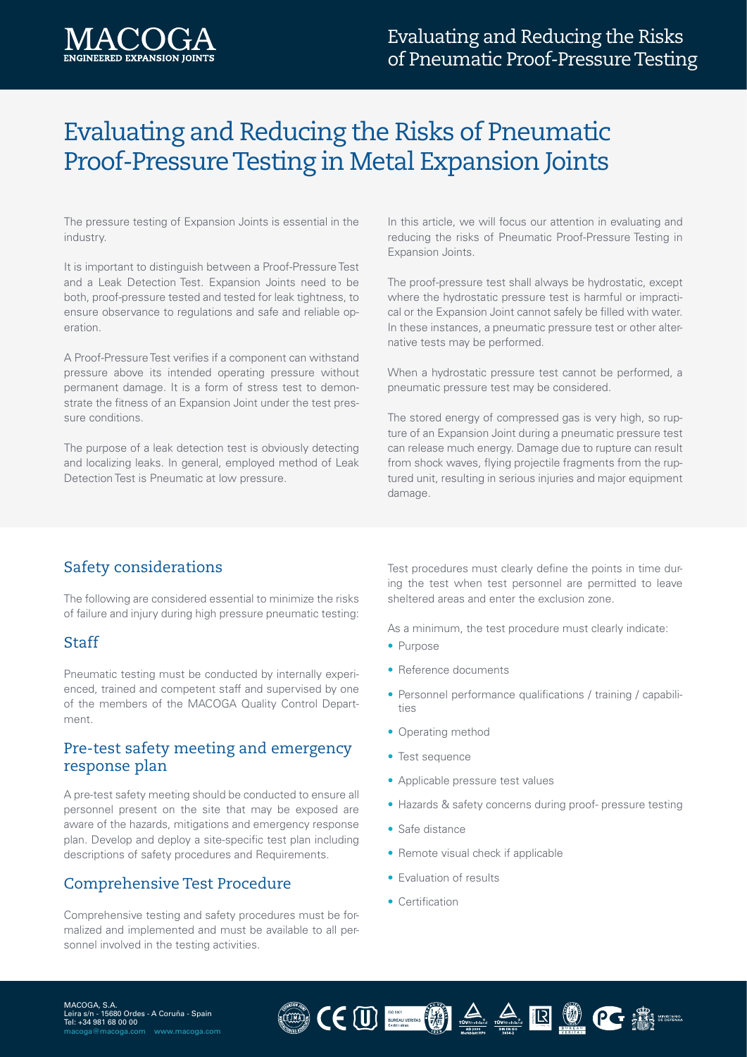# Evaluating and Reducing the Risks of Pneumatic Proof-Pressure Testing in Metal Expansion Joints

The pressure testing of Expansion Joints is essential in the industry.

It is important to distinguish between a Proof-Pressure Test and a Leak Detection Test. Expansion Joints need to be both, proof-pressure tested and tested for leak tightness, to ensure observance to regulations and safe and reliable operation.

A Proof-Pressure Test verifies if a component can withstand pressure above its intended operating pressure without permanent damage. It is a form of stress test to demonstrate the fitness of an Expansion Joint under the test pressure conditions.

The purpose of a leak detection test is obviously detecting and localizing leaks. In general, employed method of Leak Detection Test is Pneumatic at low pressure.

In this article, we will focus our attention in evaluating and reducing the risks of Pneumatic Proof-Pressure Testing in Expansion Joints.

The proof-pressure test shall always be hydrostatic, except where the hydrostatic pressure test is harmful or impractical or the Expansion Joint cannot safely be filled with water. In these instances, a pneumatic pressure test or other alternative tests may be performed.

When a hydrostatic pressure test cannot be performed, a pneumatic pressure test may be considered.

The stored energy of compressed gas is very high, so rupture of an Expansion Joint during a pneumatic pressure test can release much energy. Damage due to rupture can result from shock waves, flying projectile fragments from the ruptured unit, resulting in serious injuries and major equipment damage.

## Safety considerations

The following are considered essential to minimize the risks of failure and injury during high pressure pneumatic testing:

### Staff

Pneumatic testing must be conducted by internally experienced, trained and competent staff and supervised by one of the members of the MACOGA Quality Control Department.

### Pre-test safety meeting and emergency response plan

A pre-test safety meeting should be conducted to ensure all personnel present on the site that may be exposed are aware of the hazards, mitigations and emergency response plan. Develop and deploy a site-specific test plan including descriptions of safety procedures and Requirements.

### Comprehensive Test Procedure

Comprehensive testing and safety procedures must be formalized and implemented and must be available to all personnel involved in the testing activities.

Test procedures must clearly define the points in time during the test when test personnel are permitted to leave sheltered areas and enter the exclusion zone.

As a minimum, the test procedure must clearly indicate:

- Purpose
- Reference documents
- Personnel performance qualifications / training / capabilities
- Operating method
- Test sequence
- Applicable pressure test values
- Hazards & safety concerns during proof- pressure testing
- Safe distance
- Remote visual check if applicable
- Evaluation of results
- Certification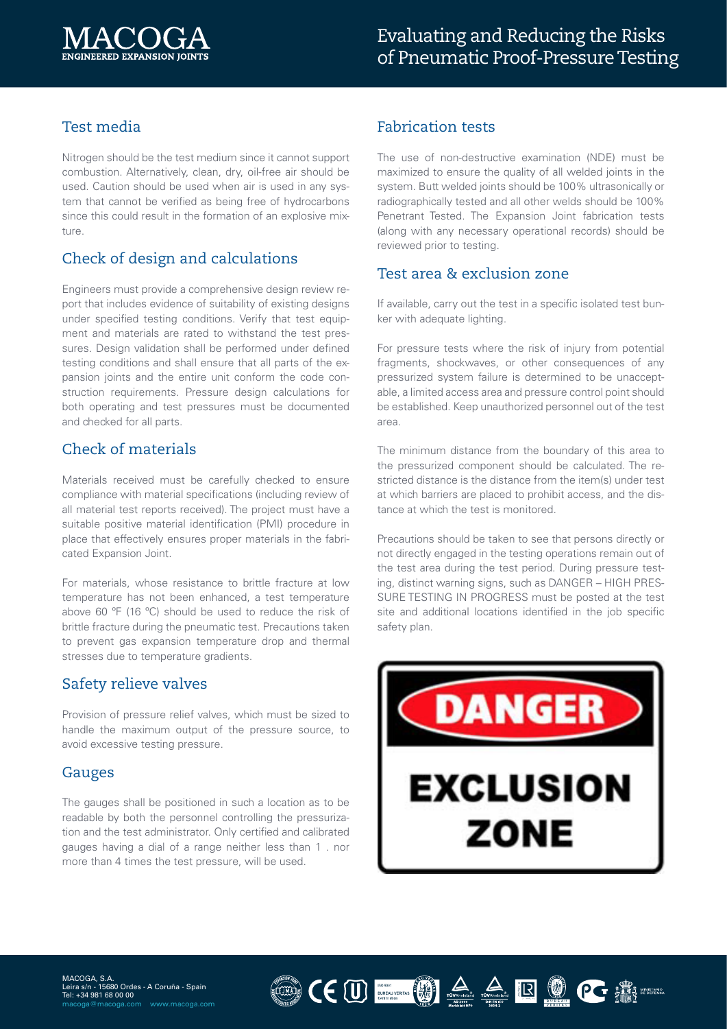## Test media

Nitrogen should be the test medium since it cannot support combustion. Alternatively, clean, dry, oil-free air should be used. Caution should be used when air is used in any system that cannot be verified as being free of hydrocarbons since this could result in the formation of an explosive mixture.

## Check of design and calculations

Engineers must provide a comprehensive design review report that includes evidence of suitability of existing designs under specified testing conditions. Verify that test equipment and materials are rated to withstand the test pressures. Design validation shall be performed under defined testing conditions and shall ensure that all parts of the expansion joints and the entire unit conform the code construction requirements. Pressure design calculations for both operating and test pressures must be documented and checked for all parts.

## Check of materials

Materials received must be carefully checked to ensure compliance with material specifications (including review of all material test reports received). The project must have a suitable positive material identification (PMI) procedure in place that effectively ensures proper materials in the fabricated Expansion Joint.

For materials, whose resistance to brittle fracture at low temperature has not been enhanced, a test temperature above 60 ºF (16 ºC) should be used to reduce the risk of brittle fracture during the pneumatic test. Precautions taken to prevent gas expansion temperature drop and thermal stresses due to temperature gradients.

## Safety relieve valves

Provision of pressure relief valves, which must be sized to handle the maximum output of the pressure source, to avoid excessive testing pressure.

## Gauges

The gauges shall be positioned in such a location as to be readable by both the personnel controlling the pressurization and the test administrator. Only certified and calibrated gauges having a dial of a range neither less than 1 . nor more than 4 times the test pressure, will be used.

## Fabrication tests

The use of non-destructive examination (NDE) must be maximized to ensure the quality of all welded joints in the system. Butt welded joints should be 100% ultrasonically or radiographically tested and all other welds should be 100% Penetrant Tested. The Expansion Joint fabrication tests (along with any necessary operational records) should be reviewed prior to testing.

## Test area & exclusion zone

If available, carry out the test in a specific isolated test bunker with adequate lighting.

For pressure tests where the risk of injury from potential fragments, shockwaves, or other consequences of any pressurized system failure is determined to be unacceptable, a limited access area and pressure control point should be established. Keep unauthorized personnel out of the test area.

The minimum distance from the boundary of this area to the pressurized component should be calculated. The restricted distance is the distance from the item(s) under test at which barriers are placed to prohibit access, and the distance at which the test is monitored.

Precautions should be taken to see that persons directly or not directly engaged in the testing operations remain out of the test area during the test period. During pressure testing, distinct warning signs, such as DANGER – HIGH PRESSURE TESTING IN PROGRESS must be posted at the test site and additional locations identified in the job specific safety plan.

DANGER

EXCLUSION ZONE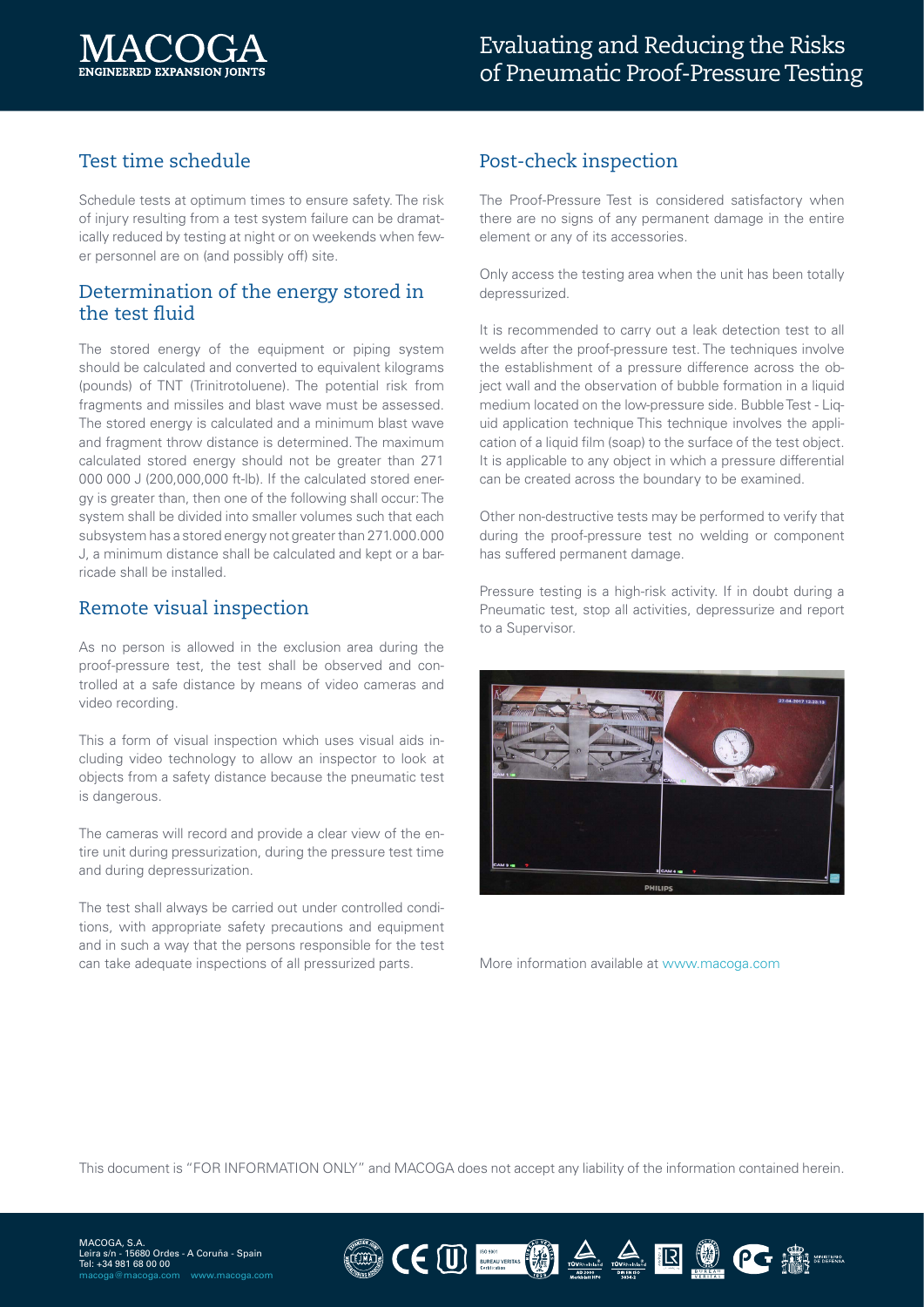## Test time schedule

Schedule tests at optimum times to ensure safety. The risk of injury resulting from a test system failure can be dramatically reduced by testing at night or on weekends when fewer personnel are on (and possibly off) site.

## Determination of the energy stored in the test fluid

The stored energy of the equipment or piping system should be calculated and converted to equivalent kilograms (pounds) of TNT (Trinitrotoluene). The potential risk from fragments and missiles and blast wave must be assessed. The stored energy is calculated and a minimum blast wave and fragment throw distance is determined. The maximum calculated stored energy should not be greater than 271 000 000 J (200,000,000 ft-lb). If the calculated stored energy is greater than, then one of the following shall occur: The system shall be divided into smaller volumes such that each subsystem has a stored energy not greater than 271.000.000 J, a minimum distance shall be calculated and kept or a barricade shall be installed.

## Remote visual inspection

As no person is allowed in the exclusion area during the proof-pressure test, the test shall be observed and controlled at a safe distance by means of video cameras and video recording.

This a form of visual inspection which uses visual aids including video technology to allow an inspector to look at objects from a safety distance because the pneumatic test is dangerous.

The cameras will record and provide a clear view of the entire unit during pressurization, during the pressure test time and during depressurization.

The test shall always be carried out under controlled conditions, with appropriate safety precautions and equipment and in such a way that the persons responsible for the test can take adequate inspections of all pressurized parts.

## Post-check inspection

The Proof-Pressure Test is considered satisfactory when there are no signs of any permanent damage in the entire element or any of its accessories.

Only access the testing area when the unit has been totally depressurized.

It is recommended to carry out a leak detection test to all welds after the proof-pressure test. The techniques involve the establishment of a pressure difference across the object wall and the observation of bubble formation in a liquid medium located on the low-pressure side. Bubble Test - Liquid application technique This technique involves the application of a liquid film (soap) to the surface of the test object. It is applicable to any object in which a pressure differential can be created across the boundary to be examined.

Other non-destructive tests may be performed to verify that during the proof-pressure test no welding or component has suffered permanent damage.

Pressure testing is a high-risk activity. If in doubt during a Pneumatic test, stop all activities, depressurize and report to a Supervisor.

More information available at www.macoga.com

This document is "FOR INFORMATION ONLY" and MACOGA does not accept any liability of the information contained herein.

MACOGA, S.A.
Leira s/n - 15680 Ordes - A Coruña - Spain
Tel: +34 981 68 00 00
macoga@macoga.com www.macoga.com